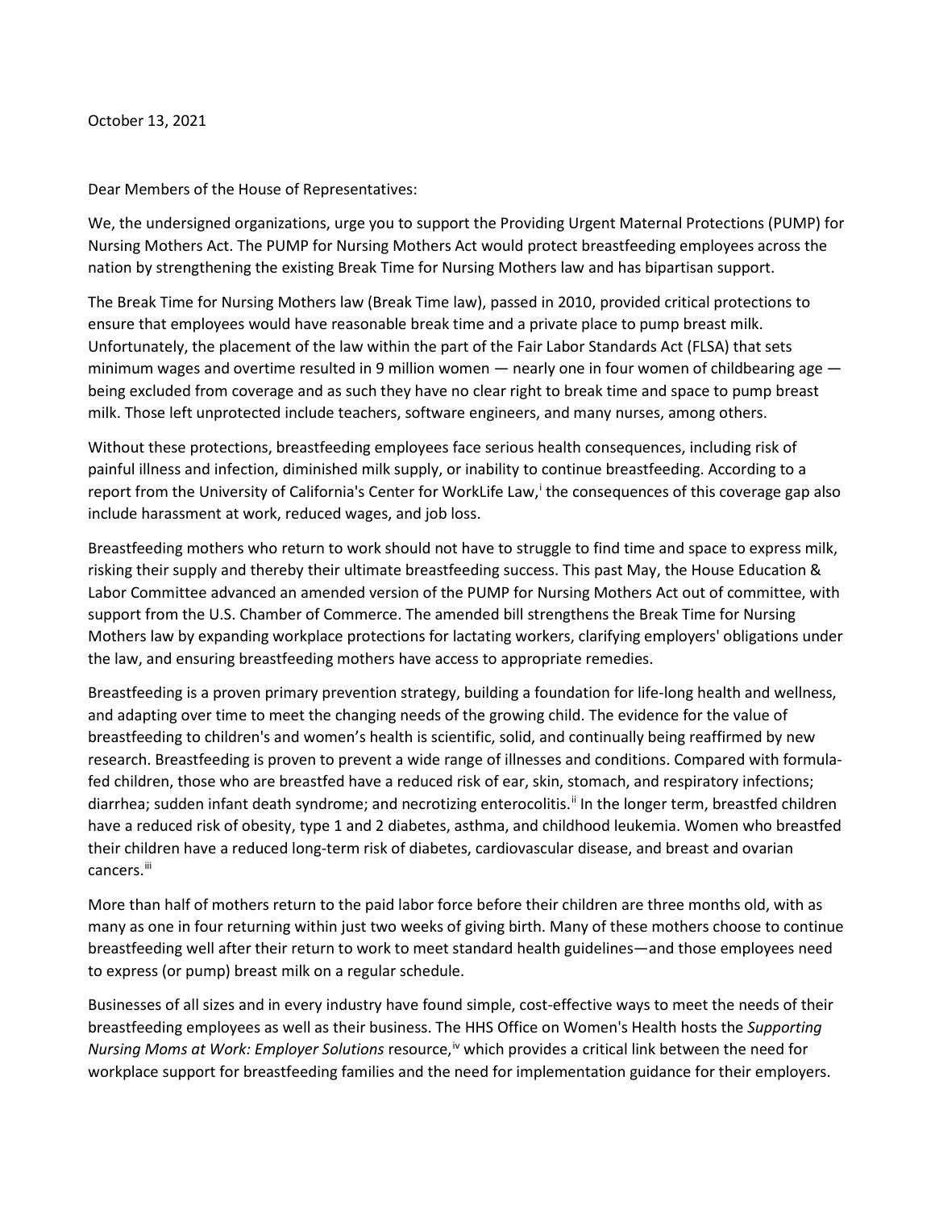October 13, 2021

Dear Members of the House of Representatives:

We, the undersigned organizations, urge you to support the Providing Urgent Maternal Protections (PUMP) for Nursing Mothers Act. The PUMP for Nursing Mothers Act would protect breastfeeding employees across the nation by strengthening the existing Break Time for Nursing Mothers law and has bipartisan support.

The Break Time for Nursing Mothers law (Break Time law), passed in 2010, provided critical protections to ensure that employees would have reasonable break time and a private place to pump breast milk. Unfortunately, the placement of the law within the part of the Fair Labor Standards Act (FLSA) that sets minimum wages and overtime resulted in 9 million women — nearly one in four women of childbearing age — being excluded from coverage and as such they have no clear right to break time and space to pump breast milk. Those left unprotected include teachers, software engineers, and many nurses, among others.

Without these protections, breastfeeding employees face serious health consequences, including risk of painful illness and infection, diminished milk supply, or inability to continue breastfeeding. According to a report from the University of California's Center for WorkLife Law,[i] the consequences of this coverage gap also include harassment at work, reduced wages, and job loss.

Breastfeeding mothers who return to work should not have to struggle to find time and space to express milk, risking their supply and thereby their ultimate breastfeeding success. This past May, the House Education & Labor Committee advanced an amended version of the PUMP for Nursing Mothers Act out of committee, with support from the U.S. Chamber of Commerce. The amended bill strengthens the Break Time for Nursing Mothers law by expanding workplace protections for lactating workers, clarifying employers' obligations under the law, and ensuring breastfeeding mothers have access to appropriate remedies.

Breastfeeding is a proven primary prevention strategy, building a foundation for life-long health and wellness, and adapting over time to meet the changing needs of the growing child. The evidence for the value of breastfeeding to children's and women's health is scientific, solid, and continually being reaffirmed by new research. Breastfeeding is proven to prevent a wide range of illnesses and conditions. Compared with formula-fed children, those who are breastfed have a reduced risk of ear, skin, stomach, and respiratory infections; diarrhea; sudden infant death syndrome; and necrotizing enterocolitis.[ii] In the longer term, breastfed children have a reduced risk of obesity, type 1 and 2 diabetes, asthma, and childhood leukemia. Women who breastfed their children have a reduced long-term risk of diabetes, cardiovascular disease, and breast and ovarian cancers.[iii]

More than half of mothers return to the paid labor force before their children are three months old, with as many as one in four returning within just two weeks of giving birth. Many of these mothers choose to continue breastfeeding well after their return to work to meet standard health guidelines—and those employees need to express (or pump) breast milk on a regular schedule.

Businesses of all sizes and in every industry have found simple, cost-effective ways to meet the needs of their breastfeeding employees as well as their business. The HHS Office on Women's Health hosts the *Supporting Nursing Moms at Work: Employer Solutions* resource,[iv] which provides a critical link between the need for workplace support for breastfeeding families and the need for implementation guidance for their employers.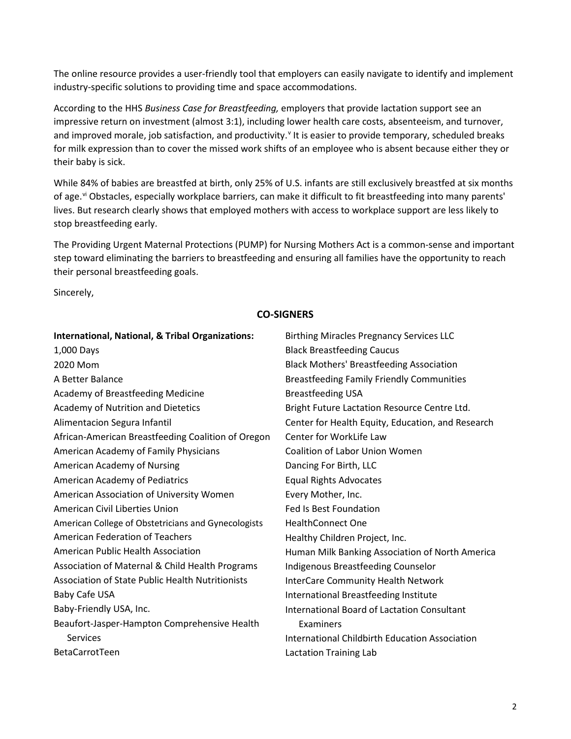The online resource provides a user-friendly tool that employers can easily navigate to identify and implement industry-specific solutions to providing time and space accommodations.

According to the HHS *Business Case for Breastfeeding,* employers that provide lactation support see an impressive return on investment (almost 3:1), including lower health care costs, absenteeism, and turnover, and improved morale, job satisfaction, and productivity.[v] It is easier to provide temporary, scheduled breaks for milk expression than to cover the missed work shifts of an employee who is absent because either they or their baby is sick.

While 84% of babies are breastfed at birth, only 25% of U.S. infants are still exclusively breastfed at six months of age.[vi] Obstacles, especially workplace barriers, can make it difficult to fit breastfeeding into many parents' lives. But research clearly shows that employed mothers with access to workplace support are less likely to stop breastfeeding early.

The Providing Urgent Maternal Protections (PUMP) for Nursing Mothers Act is a common-sense and important step toward eliminating the barriers to breastfeeding and ensuring all families have the opportunity to reach their personal breastfeeding goals.

Sincerely,

## CO-SIGNERS

**International, National, & Tribal Organizations:**

1,000 Days
2020 Mom
A Better Balance
Academy of Breastfeeding Medicine
Academy of Nutrition and Dietetics
Alimentacion Segura Infantil
African-American Breastfeeding Coalition of Oregon
American Academy of Family Physicians
American Academy of Nursing
American Academy of Pediatrics
American Association of University Women
American Civil Liberties Union
American College of Obstetricians and Gynecologists
American Federation of Teachers
American Public Health Association
Association of Maternal & Child Health Programs
Association of State Public Health Nutritionists
Baby Cafe USA
Baby-Friendly USA, Inc.
Beaufort-Jasper-Hampton Comprehensive Health Services
BetaCarrotTeen
Birthing Miracles Pregnancy Services LLC
Black Breastfeeding Caucus
Black Mothers' Breastfeeding Association
Breastfeeding Family Friendly Communities
Breastfeeding USA
Bright Future Lactation Resource Centre Ltd.
Center for Health Equity, Education, and Research
Center for WorkLife Law
Coalition of Labor Union Women
Dancing For Birth, LLC
Equal Rights Advocates
Every Mother, Inc.
Fed Is Best Foundation
HealthConnect One
Healthy Children Project, Inc.
Human Milk Banking Association of North America
Indigenous Breastfeeding Counselor
InterCare Community Health Network
International Breastfeeding Institute
International Board of Lactation Consultant Examiners
International Childbirth Education Association
Lactation Training Lab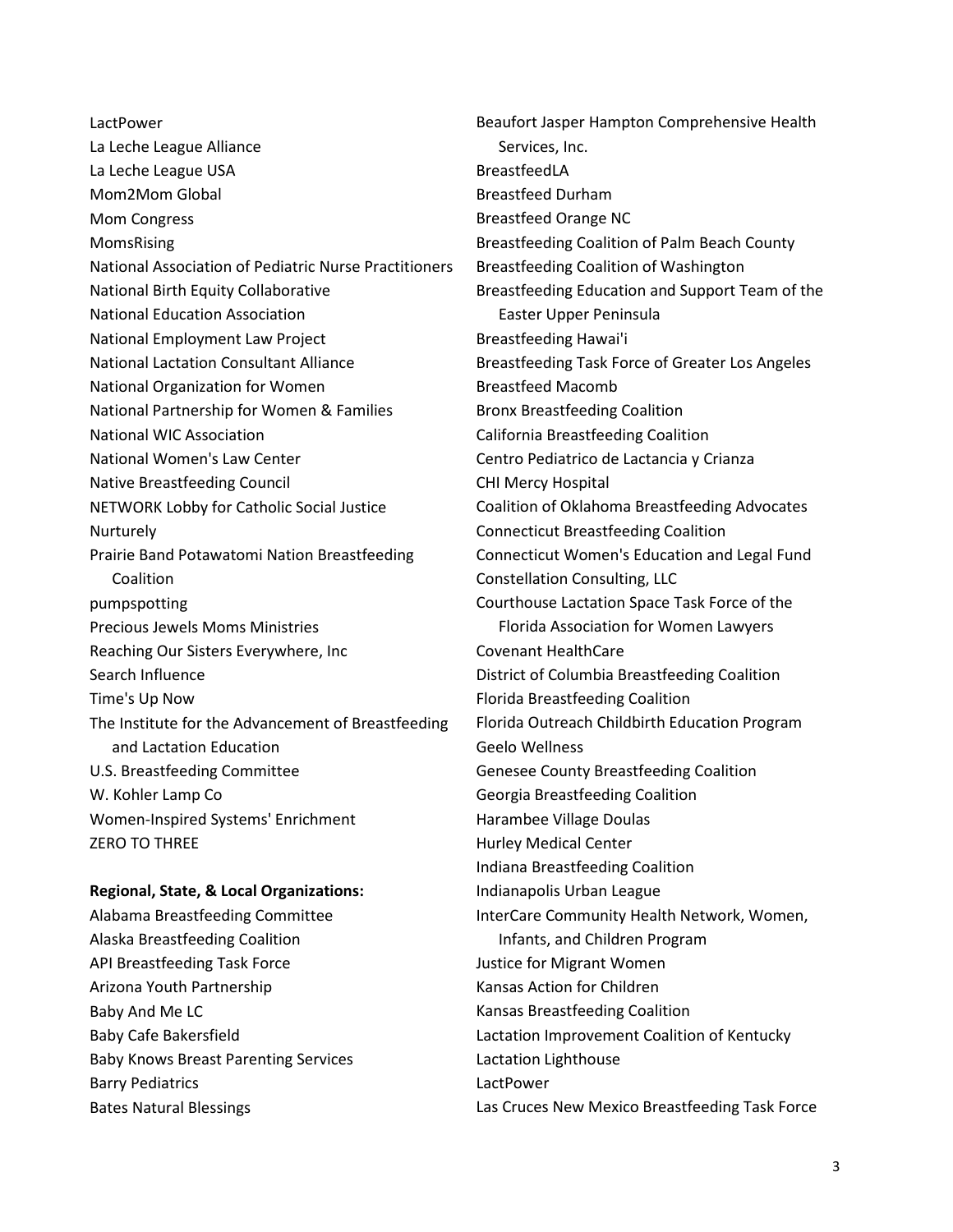LactPower
La Leche League Alliance
La Leche League USA
Mom2Mom Global
Mom Congress
MomsRising
National Association of Pediatric Nurse Practitioners
National Birth Equity Collaborative
National Education Association
National Employment Law Project
National Lactation Consultant Alliance
National Organization for Women
National Partnership for Women & Families
National WIC Association
National Women's Law Center
Native Breastfeeding Council
NETWORK Lobby for Catholic Social Justice
Nurturely
Prairie Band Potawatomi Nation Breastfeeding Coalition
pumpspotting
Precious Jewels Moms Ministries
Reaching Our Sisters Everywhere, Inc
Search Influence
Time's Up Now
The Institute for the Advancement of Breastfeeding and Lactation Education
U.S. Breastfeeding Committee
W. Kohler Lamp Co
Women-Inspired Systems' Enrichment
ZERO TO THREE

**Regional, State, & Local Organizations:**

Alabama Breastfeeding Committee
Alaska Breastfeeding Coalition
API Breastfeeding Task Force
Arizona Youth Partnership
Baby And Me LC
Baby Cafe Bakersfield
Baby Knows Breast Parenting Services
Barry Pediatrics
Bates Natural Blessings
Beaufort Jasper Hampton Comprehensive Health Services, Inc.
BreastfeedLA
Breastfeed Durham
Breastfeed Orange NC
Breastfeeding Coalition of Palm Beach County
Breastfeeding Coalition of Washington
Breastfeeding Education and Support Team of the Easter Upper Peninsula
Breastfeeding Hawai'i
Breastfeeding Task Force of Greater Los Angeles
Breastfeed Macomb
Bronx Breastfeeding Coalition
California Breastfeeding Coalition
Centro Pediatrico de Lactancia y Crianza
CHI Mercy Hospital
Coalition of Oklahoma Breastfeeding Advocates
Connecticut Breastfeeding Coalition
Connecticut Women's Education and Legal Fund
Constellation Consulting, LLC
Courthouse Lactation Space Task Force of the Florida Association for Women Lawyers
Covenant HealthCare
District of Columbia Breastfeeding Coalition
Florida Breastfeeding Coalition
Florida Outreach Childbirth Education Program
Geelo Wellness
Genesee County Breastfeeding Coalition
Georgia Breastfeeding Coalition
Harambee Village Doulas
Hurley Medical Center
Indiana Breastfeeding Coalition
Indianapolis Urban League
InterCare Community Health Network, Women, Infants, and Children Program
Justice for Migrant Women
Kansas Action for Children
Kansas Breastfeeding Coalition
Lactation Improvement Coalition of Kentucky
Lactation Lighthouse
LactPower
Las Cruces New Mexico Breastfeeding Task Force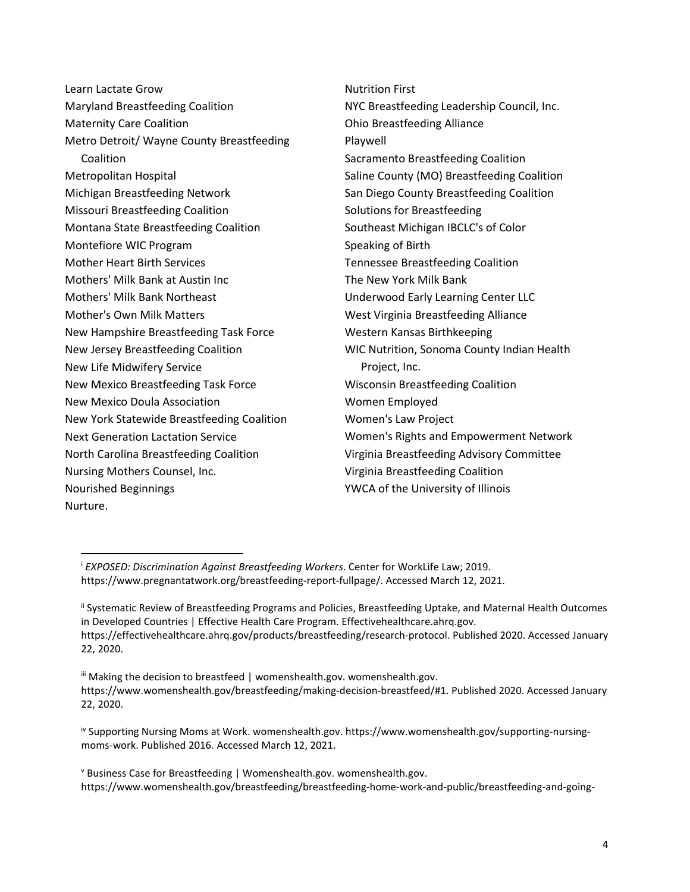Learn Lactate Grow
Maryland Breastfeeding Coalition
Maternity Care Coalition
Metro Detroit/ Wayne County Breastfeeding Coalition
Metropolitan Hospital
Michigan Breastfeeding Network
Missouri Breastfeeding Coalition
Montana State Breastfeeding Coalition
Montefiore WIC Program
Mother Heart Birth Services
Mothers' Milk Bank at Austin Inc
Mothers' Milk Bank Northeast
Mother's Own Milk Matters
New Hampshire Breastfeeding Task Force
New Jersey Breastfeeding Coalition
New Life Midwifery Service
New Mexico Breastfeeding Task Force
New Mexico Doula Association
New York Statewide Breastfeeding Coalition
Next Generation Lactation Service
North Carolina Breastfeeding Coalition
Nursing Mothers Counsel, Inc.
Nourished Beginnings
Nurture.
Nutrition First
NYC Breastfeeding Leadership Council, Inc.
Ohio Breastfeeding Alliance
Playwell
Sacramento Breastfeeding Coalition
Saline County (MO) Breastfeeding Coalition
San Diego County Breastfeeding Coalition
Solutions for Breastfeeding
Southeast Michigan IBCLC's of Color
Speaking of Birth
Tennessee Breastfeeding Coalition
The New York Milk Bank
Underwood Early Learning Center LLC
West Virginia Breastfeeding Alliance
Western Kansas Birthkeeping
WIC Nutrition, Sonoma County Indian Health Project, Inc.
Wisconsin Breastfeeding Coalition
Women Employed
Women's Law Project
Women's Rights and Empowerment Network
Virginia Breastfeeding Advisory Committee
Virginia Breastfeeding Coalition
YWCA of the University of Illinois

---

[i] *EXPOSED: Discrimination Against Breastfeeding Workers*. Center for WorkLife Law; 2019. https://www.pregnantatwork.org/breastfeeding-report-fullpage/. Accessed March 12, 2021.

[ii] Systematic Review of Breastfeeding Programs and Policies, Breastfeeding Uptake, and Maternal Health Outcomes in Developed Countries | Effective Health Care Program. Effectivehealthcare.ahrq.gov. https://effectivehealthcare.ahrq.gov/products/breastfeeding/research-protocol. Published 2020. Accessed January 22, 2020.

[iii] Making the decision to breastfeed | womenshealth.gov. womenshealth.gov. https://www.womenshealth.gov/breastfeeding/making-decision-breastfeed/#1. Published 2020. Accessed January 22, 2020.

[iv] Supporting Nursing Moms at Work. womenshealth.gov. https://www.womenshealth.gov/supporting-nursing-moms-work. Published 2016. Accessed March 12, 2021.

[v] Business Case for Breastfeeding | Womenshealth.gov. womenshealth.gov. https://www.womenshealth.gov/breastfeeding/breastfeeding-home-work-and-public/breastfeeding-and-going-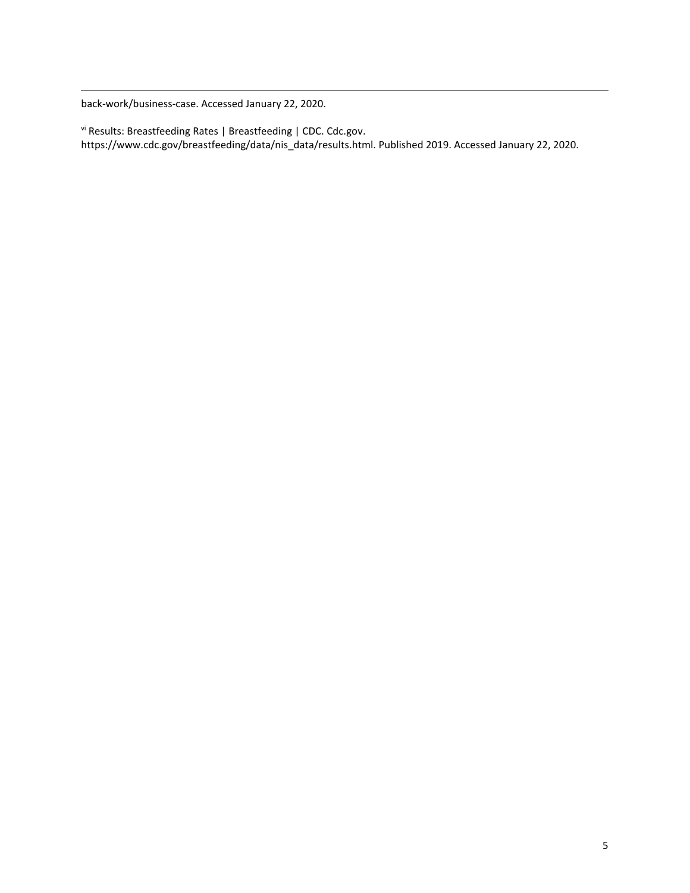back-work/business-case. Accessed January 22, 2020.

[vi] Results: Breastfeeding Rates | Breastfeeding | CDC. Cdc.gov. https://www.cdc.gov/breastfeeding/data/nis_data/results.html. Published 2019. Accessed January 22, 2020.